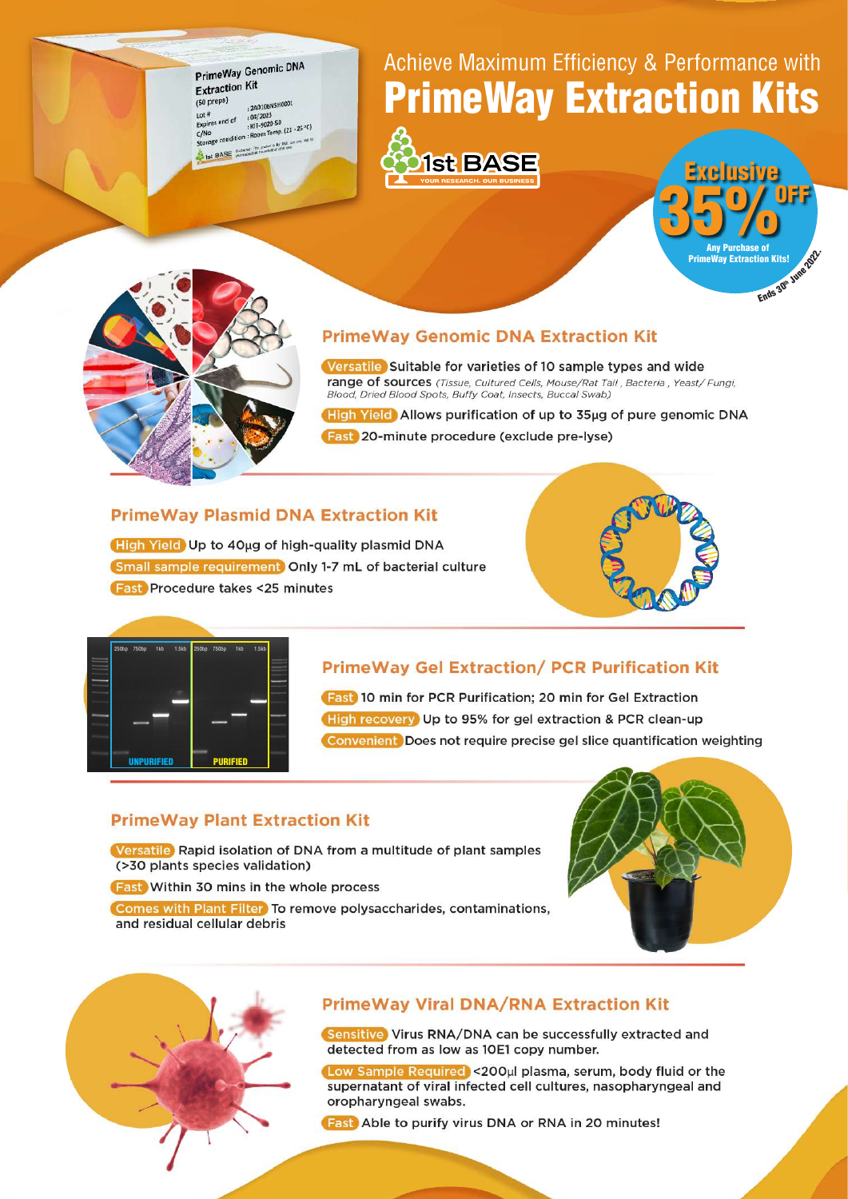# Achieve Maximum Efficiency & Performance with PrimeWay Extraction Kits

1st BASE
YOUR RESEARCH. OUR BUSINESS

**Exclusive 35% OFF**
Any Purchase of PrimeWay Extraction Kits!
Ends 30th June 2022.

## PrimeWay Genomic DNA Extraction Kit

- **Versatile** Suitable for varieties of 10 sample types and wide range of sources *(Tissue, Cultured Cells, Mouse/Rat Tail , Bacteria , Yeast/ Fungi, Blood, Dried Blood Spots, Buffy Coat, Insects, Buccal Swab)*
- **High Yield** Allows purification of up to 35µg of pure genomic DNA
- **Fast** 20-minute procedure (exclude pre-lyse)

## PrimeWay Plasmid DNA Extraction Kit

- **High Yield** Up to 40µg of high-quality plasmid DNA
- **Small sample requirement** Only 1-7 mL of bacterial culture
- **Fast** Procedure takes <25 minutes

## PrimeWay Gel Extraction/ PCR Purification Kit

- **Fast** 10 min for PCR Purification; 20 min for Gel Extraction
- **High recovery** Up to 95% for gel extraction & PCR clean-up
- **Convenient** Does not require precise gel slice quantification weighting

## PrimeWay Plant Extraction Kit

- **Versatile** Rapid isolation of DNA from a multitude of plant samples (>30 plants species validation)
- **Fast** Within 30 mins in the whole process
- **Comes with Plant Filter** To remove polysaccharides, contaminations, and residual cellular debris

## PrimeWay Viral DNA/RNA Extraction Kit

- **Sensitive** Virus RNA/DNA can be successfully extracted and detected from as low as 10E1 copy number.
- **Low Sample Required** <200µl plasma, serum, body fluid or the supernatant of viral infected cell cultures, nasopharyngeal and oropharyngeal swabs.
- **Fast** Able to purify virus DNA or RNA in 20 minutes!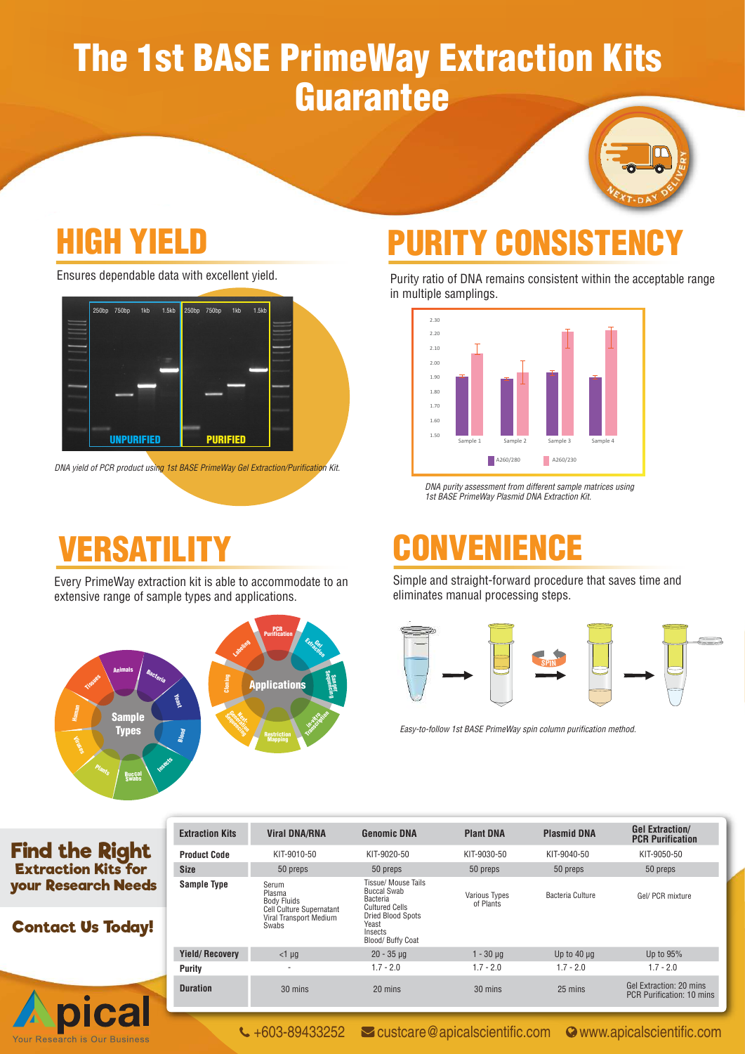# The 1st BASE PrimeWay Extraction Kits Guarantee

NEXT-DAY DELIVERY

## HIGH YIELD

Ensures dependable data with excellent yield.

250bp 750bp 1kb 1.5kb 250bp 750bp 1kb 1.5kb

UNPURIFIED PURIFIED

*DNA yield of PCR product using 1st BASE PrimeWay Gel Extraction/Purification Kit.*

## PURITY CONSISTENCY

Purity ratio of DNA remains consistent within the acceptable range in multiple samplings.

2.30
2.20
2.10
2.00
1.90
1.80
1.70
1.60
1.50

Sample 1 Sample 2 Sample 3 Sample 4

A260/280 A260/230

*DNA purity assessment from different sample matrices using 1st BASE PrimeWay Plasmid DNA Extraction Kit.*

## VERSATILITY

Every PrimeWay extraction kit is able to accommodate to an extensive range of sample types and applications.

Sample Types: Animals, Bacteria, Yeast, Blood, Insects, Buccal Swabs, Plants, Viruses, Human, Tissues

Applications: PCR Purification, Gel Extraction, Sanger Sequencing, In-vitro Transcription, Restriction Mapping, Next-Generation Sequencing, Cloning, Labeling

## CONVENIENCE

Simple and straight-forward procedure that saves time and eliminates manual processing steps.

SPIN

*Easy-to-follow 1st BASE PrimeWay spin column purification method.*

## Find the Right Extraction Kits for your Research Needs

## Contact Us Today!

| Extraction Kits | Viral DNA/RNA | Genomic DNA | Plant DNA | Plasmid DNA | Gel Extraction/ PCR Purification |
|---|---|---|---|---|---|
| **Product Code** | KIT-9010-50 | KIT-9020-50 | KIT-9030-50 | KIT-9040-50 | KIT-9050-50 |
| **Size** | 50 preps | 50 preps | 50 preps | 50 preps | 50 preps |
| **Sample Type** | Serum<br>Plasma<br>Body Fluids<br>Cell Culture Supernatant<br>Viral Transport Medium<br>Swabs | Tissue/ Mouse Tails<br>Buccal Swab<br>Bacteria<br>Cultured Cells<br>Dried Blood Spots<br>Yeast<br>Insects<br>Blood/ Buffy Coat | Various Types of Plants | Bacteria Culture | Gel/ PCR mixture |
| **Yield/ Recovery** | <1 µg | 20 - 35 µg | 1 - 30 µg | Up to 40 µg | Up to 95% |
| **Purity** | - | 1.7 - 2.0 | 1.7 - 2.0 | 1.7 - 2.0 | 1.7 - 2.0 |
| **Duration** | 30 mins | 20 mins | 30 mins | 25 mins | Gel Extraction: 20 mins<br>PCR Purification: 10 mins |

Apical
Your Research is Our Business

+603-89433252 custcare@apicalscientific.com www.apicalscientific.com